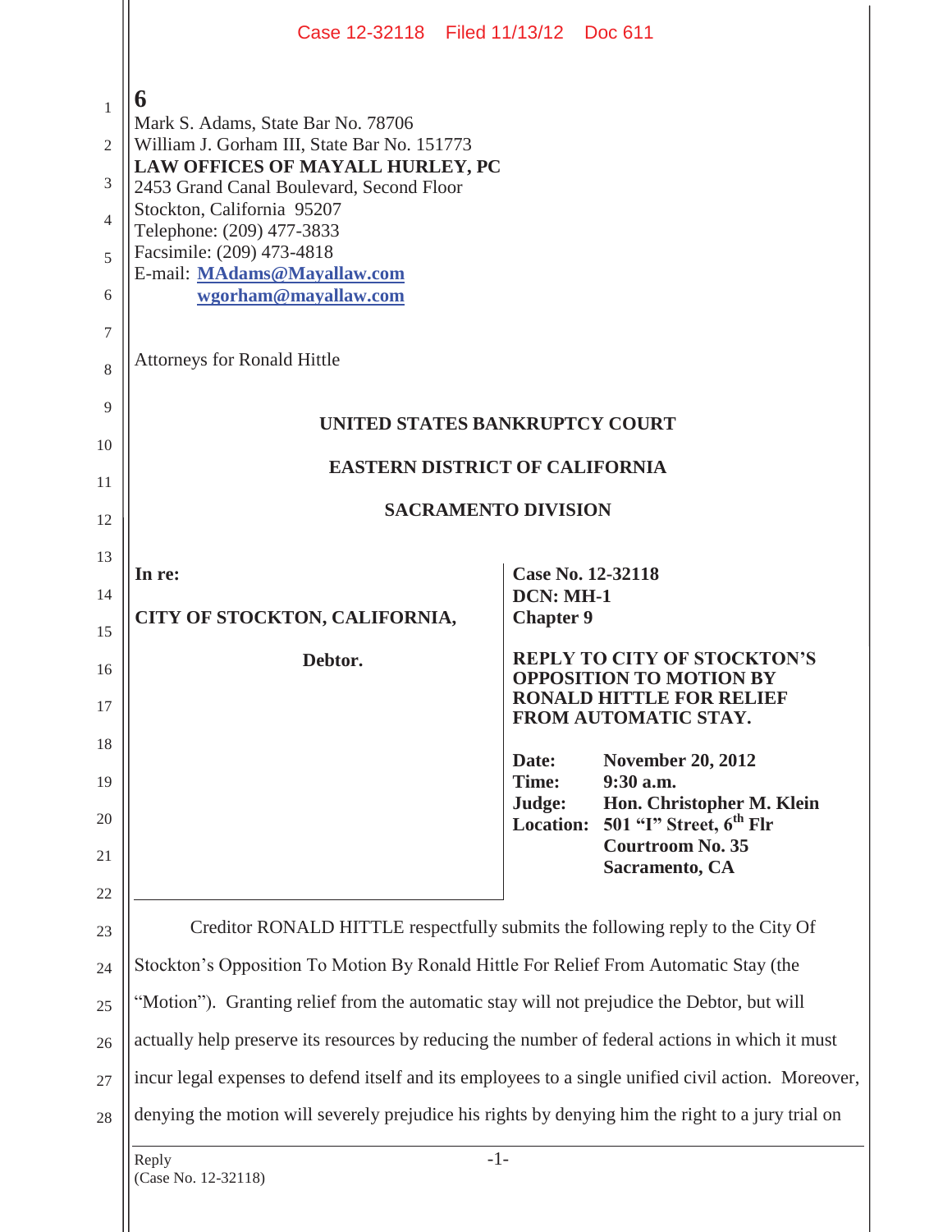6

Mark S. Adams, State Bar No. 78706
William J. Gorham III, State Bar No. 151773
**LAW OFFICES OF MAYALL HURLEY, PC**
2453 Grand Canal Boulevard, Second Floor
Stockton, California 95207
Telephone: (209) 477-3833
Facsimile: (209) 473-4818
E-mail: **MAdams@Mayallaw.com**
**wgorham@mayallaw.com**

Attorneys for Ronald Hittle

**UNITED STATES BANKRUPTCY COURT**

**EASTERN DISTRICT OF CALIFORNIA**

**SACRAMENTO DIVISION**

| | |
|---|---|
| **In re:**<br><br>**CITY OF STOCKTON, CALIFORNIA,**<br><br>**Debtor.** | **Case No. 12-32118**<br>**DCN: MH-1**<br>**Chapter 9**<br><br>**REPLY TO CITY OF STOCKTON'S OPPOSITION TO MOTION BY RONALD HITTLE FOR RELIEF FROM AUTOMATIC STAY.**<br><br>**Date: November 20, 2012**<br>**Time: 9:30 a.m.**<br>**Judge: Hon. Christopher M. Klein**<br>**Location: 501 "I" Street, 6th Flr Courtroom No. 35 Sacramento, CA** |

Creditor RONALD HITTLE respectfully submits the following reply to the City Of Stockton's Opposition To Motion By Ronald Hittle For Relief From Automatic Stay (the "Motion"). Granting relief from the automatic stay will not prejudice the Debtor, but will actually help preserve its resources by reducing the number of federal actions in which it must incur legal expenses to defend itself and its employees to a single unified civil action. Moreover, denying the motion will severely prejudice his rights by denying him the right to a jury trial on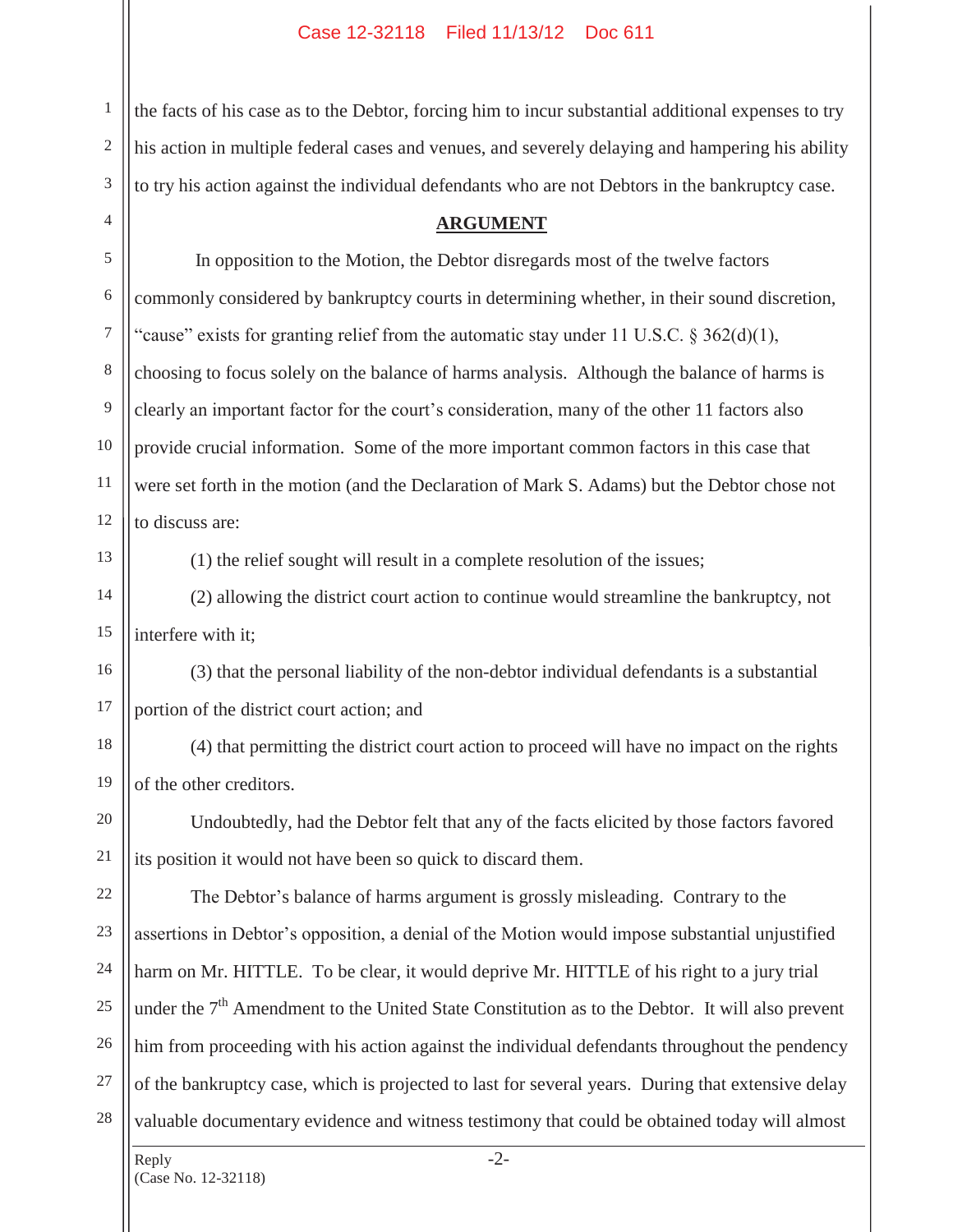the facts of his case as to the Debtor, forcing him to incur substantial additional expenses to try his action in multiple federal cases and venues, and severely delaying and hampering his ability to try his action against the individual defendants who are not Debtors in the bankruptcy case.

## ARGUMENT

In opposition to the Motion, the Debtor disregards most of the twelve factors commonly considered by bankruptcy courts in determining whether, in their sound discretion, "cause" exists for granting relief from the automatic stay under 11 U.S.C. § 362(d)(1), choosing to focus solely on the balance of harms analysis. Although the balance of harms is clearly an important factor for the court's consideration, many of the other 11 factors also provide crucial information. Some of the more important common factors in this case that were set forth in the motion (and the Declaration of Mark S. Adams) but the Debtor chose not to discuss are:

(1) the relief sought will result in a complete resolution of the issues;

(2) allowing the district court action to continue would streamline the bankruptcy, not interfere with it;

(3) that the personal liability of the non-debtor individual defendants is a substantial portion of the district court action; and

(4) that permitting the district court action to proceed will have no impact on the rights of the other creditors.

Undoubtedly, had the Debtor felt that any of the facts elicited by those factors favored its position it would not have been so quick to discard them.

The Debtor's balance of harms argument is grossly misleading. Contrary to the assertions in Debtor's opposition, a denial of the Motion would impose substantial unjustified harm on Mr. HITTLE. To be clear, it would deprive Mr. HITTLE of his right to a jury trial under the 7th Amendment to the United State Constitution as to the Debtor. It will also prevent him from proceeding with his action against the individual defendants throughout the pendency of the bankruptcy case, which is projected to last for several years. During that extensive delay valuable documentary evidence and witness testimony that could be obtained today will almost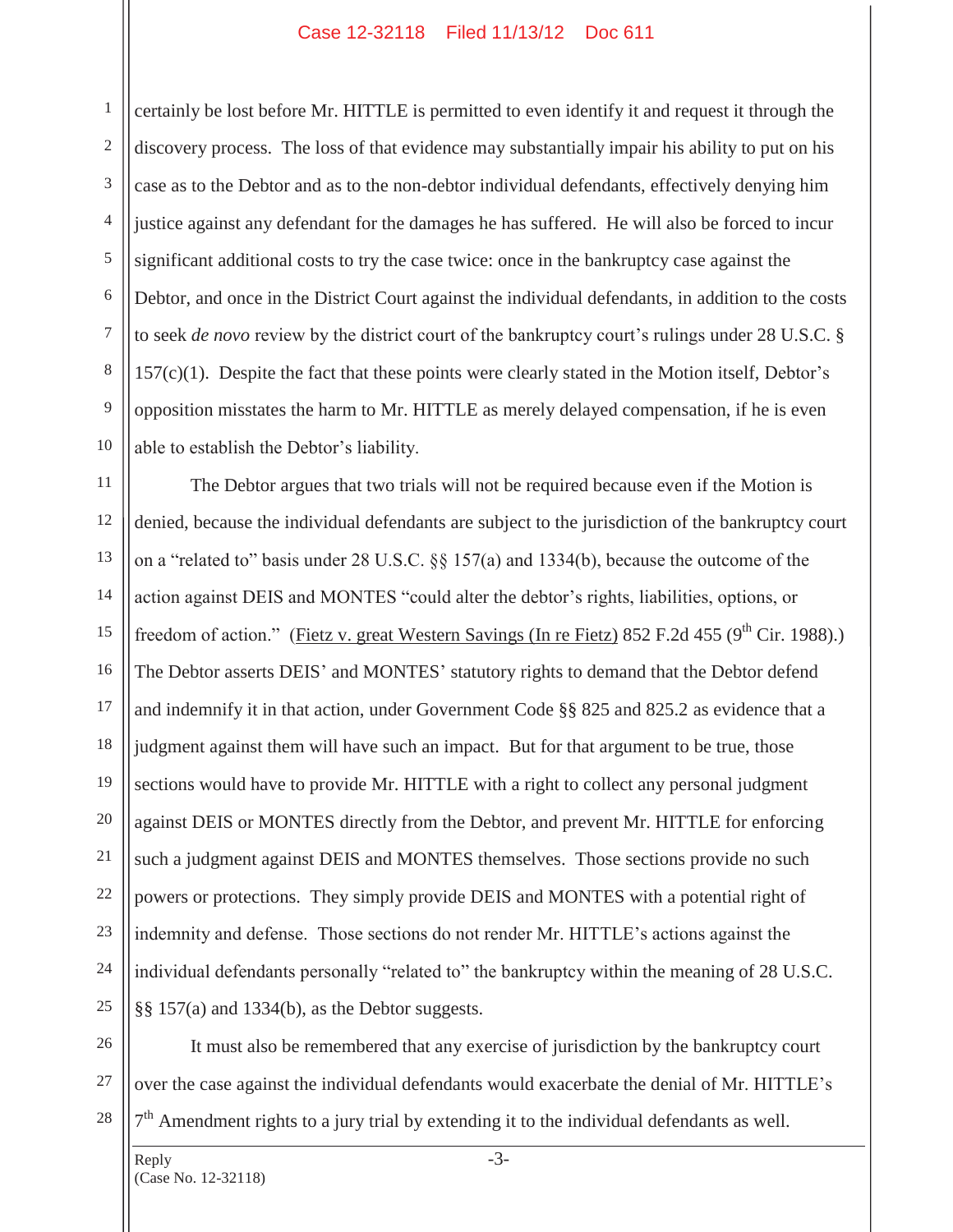certainly be lost before Mr. HITTLE is permitted to even identify it and request it through the discovery process. The loss of that evidence may substantially impair his ability to put on his case as to the Debtor and as to the non-debtor individual defendants, effectively denying him justice against any defendant for the damages he has suffered. He will also be forced to incur significant additional costs to try the case twice: once in the bankruptcy case against the Debtor, and once in the District Court against the individual defendants, in addition to the costs to seek *de novo* review by the district court of the bankruptcy court's rulings under 28 U.S.C. § 157(c)(1). Despite the fact that these points were clearly stated in the Motion itself, Debtor's opposition misstates the harm to Mr. HITTLE as merely delayed compensation, if he is even able to establish the Debtor's liability.

The Debtor argues that two trials will not be required because even if the Motion is denied, because the individual defendants are subject to the jurisdiction of the bankruptcy court on a "related to" basis under 28 U.S.C. §§ 157(a) and 1334(b), because the outcome of the action against DEIS and MONTES "could alter the debtor's rights, liabilities, options, or freedom of action." (Fietz v. great Western Savings (In re Fietz) 852 F.2d 455 (9th Cir. 1988).) The Debtor asserts DEIS' and MONTES' statutory rights to demand that the Debtor defend and indemnify it in that action, under Government Code §§ 825 and 825.2 as evidence that a judgment against them will have such an impact. But for that argument to be true, those sections would have to provide Mr. HITTLE with a right to collect any personal judgment against DEIS or MONTES directly from the Debtor, and prevent Mr. HITTLE for enforcing such a judgment against DEIS and MONTES themselves. Those sections provide no such powers or protections. They simply provide DEIS and MONTES with a potential right of indemnity and defense. Those sections do not render Mr. HITTLE's actions against the individual defendants personally "related to" the bankruptcy within the meaning of 28 U.S.C. §§ 157(a) and 1334(b), as the Debtor suggests.

It must also be remembered that any exercise of jurisdiction by the bankruptcy court over the case against the individual defendants would exacerbate the denial of Mr. HITTLE's 7th Amendment rights to a jury trial by extending it to the individual defendants as well.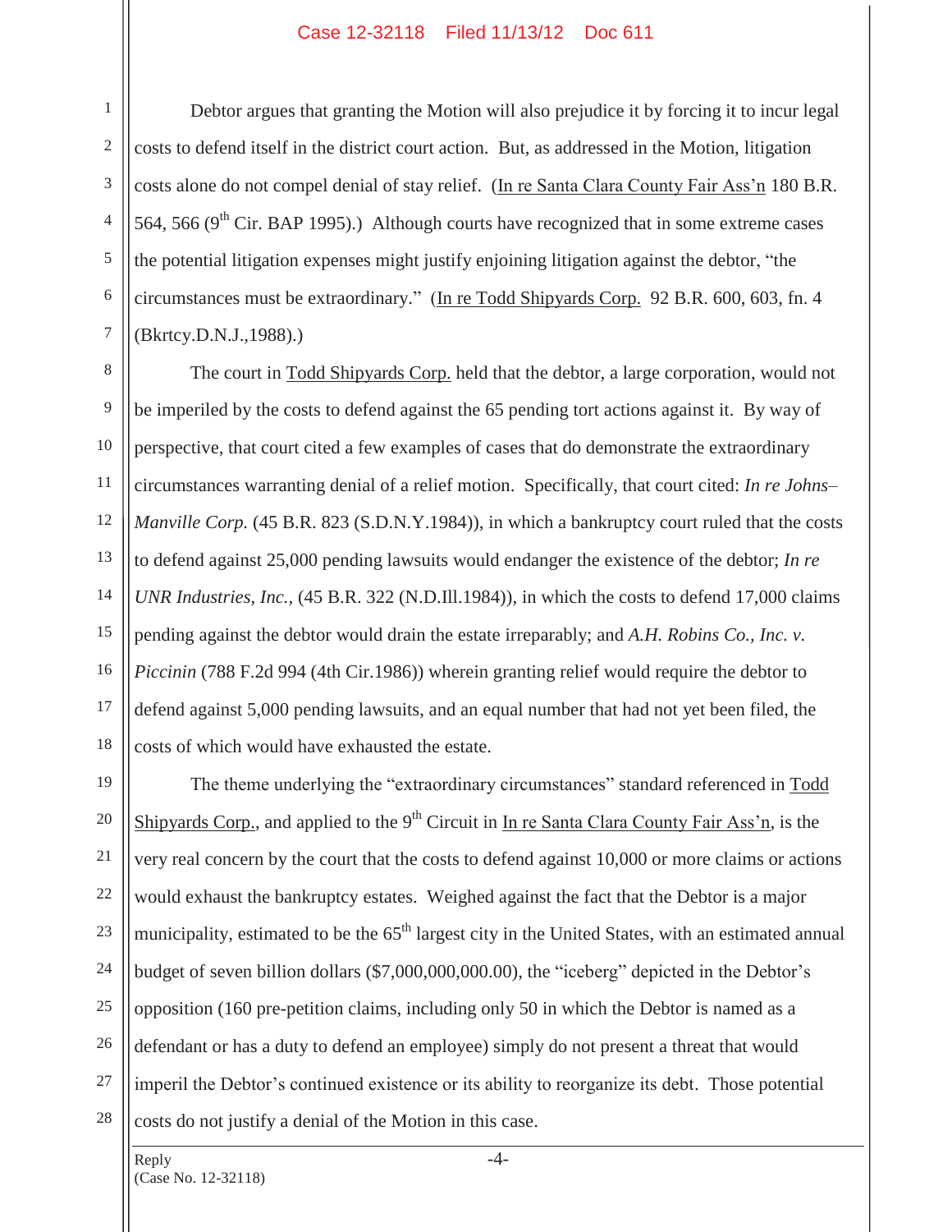Debtor argues that granting the Motion will also prejudice it by forcing it to incur legal costs to defend itself in the district court action. But, as addressed in the Motion, litigation costs alone do not compel denial of stay relief. (In re Santa Clara County Fair Ass'n 180 B.R. 564, 566 (9th Cir. BAP 1995).) Although courts have recognized that in some extreme cases the potential litigation expenses might justify enjoining litigation against the debtor, "the circumstances must be extraordinary." (In re Todd Shipyards Corp. 92 B.R. 600, 603, fn. 4 (Bkrtcy.D.N.J.,1988).)

The court in Todd Shipyards Corp. held that the debtor, a large corporation, would not be imperiled by the costs to defend against the 65 pending tort actions against it. By way of perspective, that court cited a few examples of cases that do demonstrate the extraordinary circumstances warranting denial of a relief motion. Specifically, that court cited: *In re Johns–Manville Corp.* (45 B.R. 823 (S.D.N.Y.1984)), in which a bankruptcy court ruled that the costs to defend against 25,000 pending lawsuits would endanger the existence of the debtor; *In re UNR Industries, Inc.*, (45 B.R. 322 (N.D.Ill.1984)), in which the costs to defend 17,000 claims pending against the debtor would drain the estate irreparably; and *A.H. Robins Co., Inc. v. Piccinin* (788 F.2d 994 (4th Cir.1986)) wherein granting relief would require the debtor to defend against 5,000 pending lawsuits, and an equal number that had not yet been filed, the costs of which would have exhausted the estate.

The theme underlying the "extraordinary circumstances" standard referenced in Todd Shipyards Corp., and applied to the 9th Circuit in In re Santa Clara County Fair Ass'n, is the very real concern by the court that the costs to defend against 10,000 or more claims or actions would exhaust the bankruptcy estates. Weighed against the fact that the Debtor is a major municipality, estimated to be the 65th largest city in the United States, with an estimated annual budget of seven billion dollars ($7,000,000,000.00), the "iceberg" depicted in the Debtor's opposition (160 pre-petition claims, including only 50 in which the Debtor is named as a defendant or has a duty to defend an employee) simply do not present a threat that would imperil the Debtor's continued existence or its ability to reorganize its debt. Those potential costs do not justify a denial of the Motion in this case.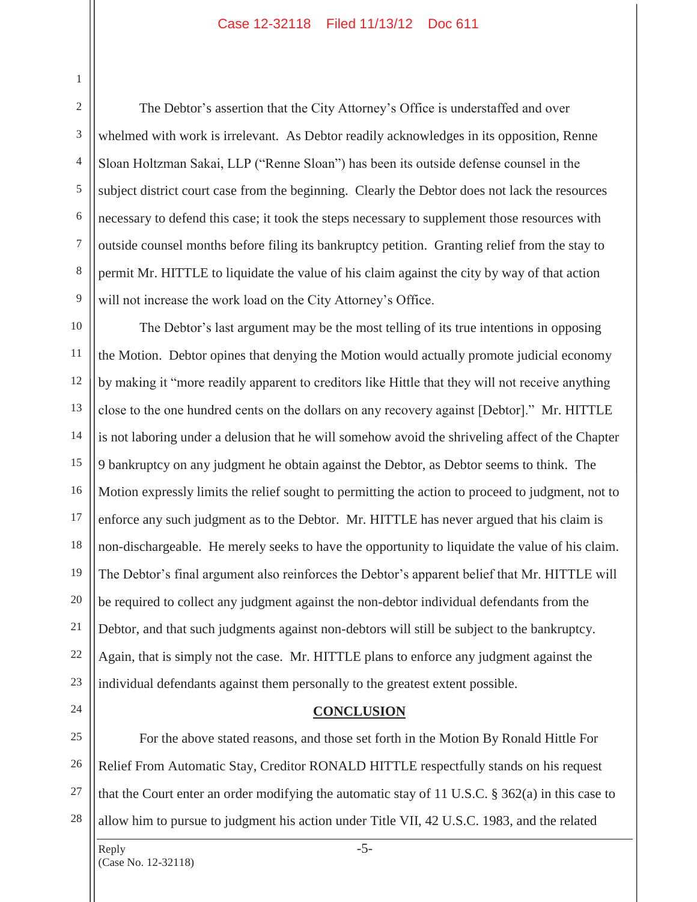The Debtor's assertion that the City Attorney's Office is understaffed and over whelmed with work is irrelevant. As Debtor readily acknowledges in its opposition, Renne Sloan Holtzman Sakai, LLP ("Renne Sloan") has been its outside defense counsel in the subject district court case from the beginning. Clearly the Debtor does not lack the resources necessary to defend this case; it took the steps necessary to supplement those resources with outside counsel months before filing its bankruptcy petition. Granting relief from the stay to permit Mr. HITTLE to liquidate the value of his claim against the city by way of that action will not increase the work load on the City Attorney's Office.

The Debtor's last argument may be the most telling of its true intentions in opposing the Motion. Debtor opines that denying the Motion would actually promote judicial economy by making it "more readily apparent to creditors like Hittle that they will not receive anything close to the one hundred cents on the dollars on any recovery against [Debtor]." Mr. HITTLE is not laboring under a delusion that he will somehow avoid the shriveling affect of the Chapter 9 bankruptcy on any judgment he obtain against the Debtor, as Debtor seems to think. The Motion expressly limits the relief sought to permitting the action to proceed to judgment, not to enforce any such judgment as to the Debtor. Mr. HITTLE has never argued that his claim is non-dischargeable. He merely seeks to have the opportunity to liquidate the value of his claim. The Debtor's final argument also reinforces the Debtor's apparent belief that Mr. HITTLE will be required to collect any judgment against the non-debtor individual defendants from the Debtor, and that such judgments against non-debtors will still be subject to the bankruptcy. Again, that is simply not the case. Mr. HITTLE plans to enforce any judgment against the individual defendants against them personally to the greatest extent possible.

## CONCLUSION

For the above stated reasons, and those set forth in the Motion By Ronald Hittle For Relief From Automatic Stay, Creditor RONALD HITTLE respectfully stands on his request that the Court enter an order modifying the automatic stay of 11 U.S.C. § 362(a) in this case to allow him to pursue to judgment his action under Title VII, 42 U.S.C. 1983, and the related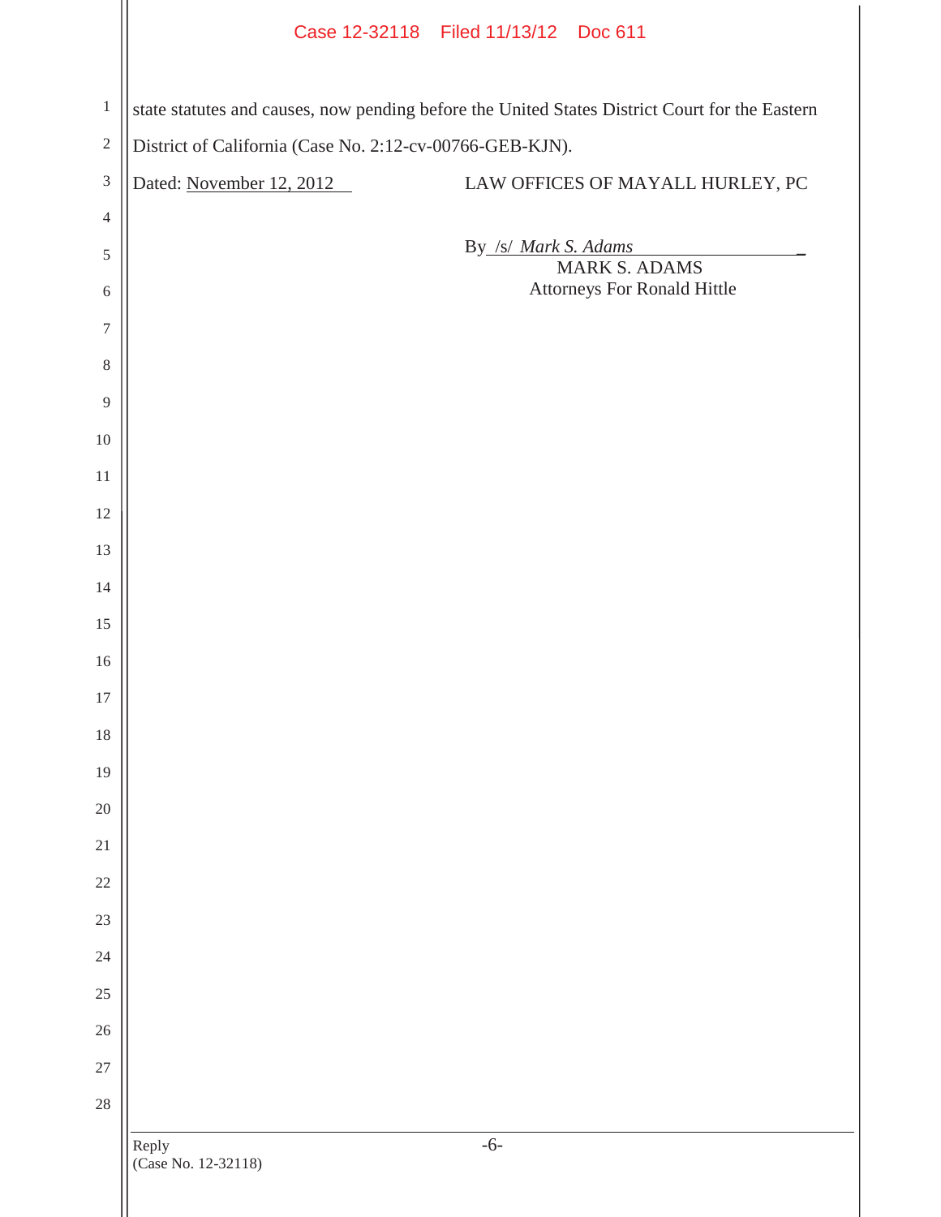state statutes and causes, now pending before the United States District Court for the Eastern District of California (Case No. 2:12-cv-00766-GEB-KJN).

Dated: November 12, 2012

LAW OFFICES OF MAYALL HURLEY, PC

By /s/ *Mark S. Adams*
MARK S. ADAMS
Attorneys For Ronald Hittle